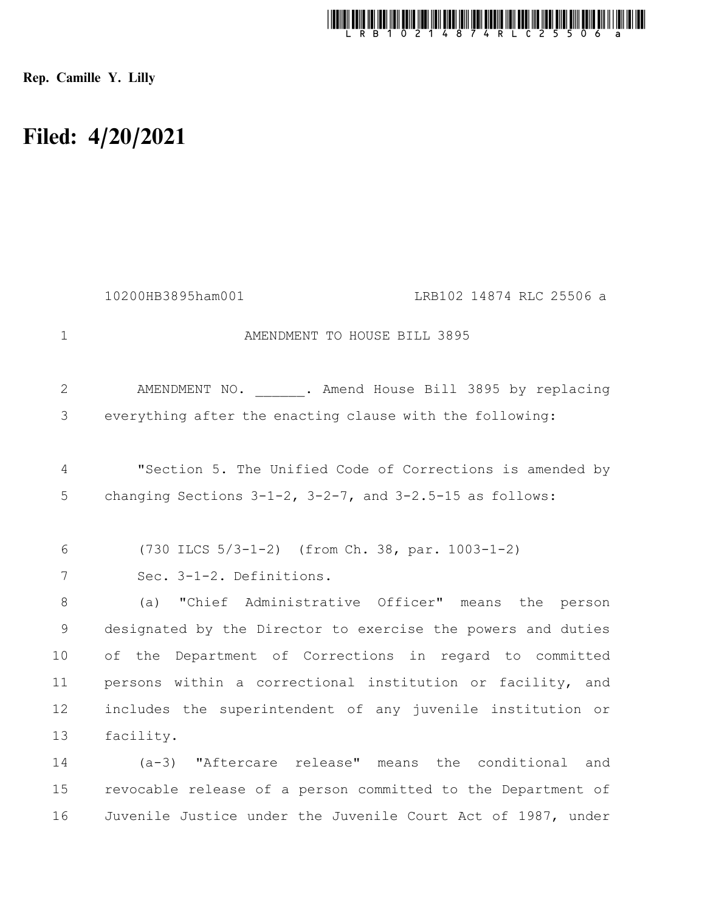Rep. Camille Y. Lilly

# Filed: 4/20/2021

10200HB3895ham001 LRB102 14874 RLC 25506 a

AMENDMENT TO HOUSE BILL 3895

AMENDMENT NO. ______. Amend House Bill 3895 by replacing everything after the enacting clause with the following:

"Section 5. The Unified Code of Corrections is amended by changing Sections 3-1-2, 3-2-7, and 3-2.5-15 as follows:

(730 ILCS 5/3-1-2) (from Ch. 38, par. 1003-1-2)

Sec. 3-1-2. Definitions.

(a) "Chief Administrative Officer" means the person designated by the Director to exercise the powers and duties of the Department of Corrections in regard to committed persons within a correctional institution or facility, and includes the superintendent of any juvenile institution or facility.

(a-3) "Aftercare release" means the conditional and revocable release of a person committed to the Department of Juvenile Justice under the Juvenile Court Act of 1987, under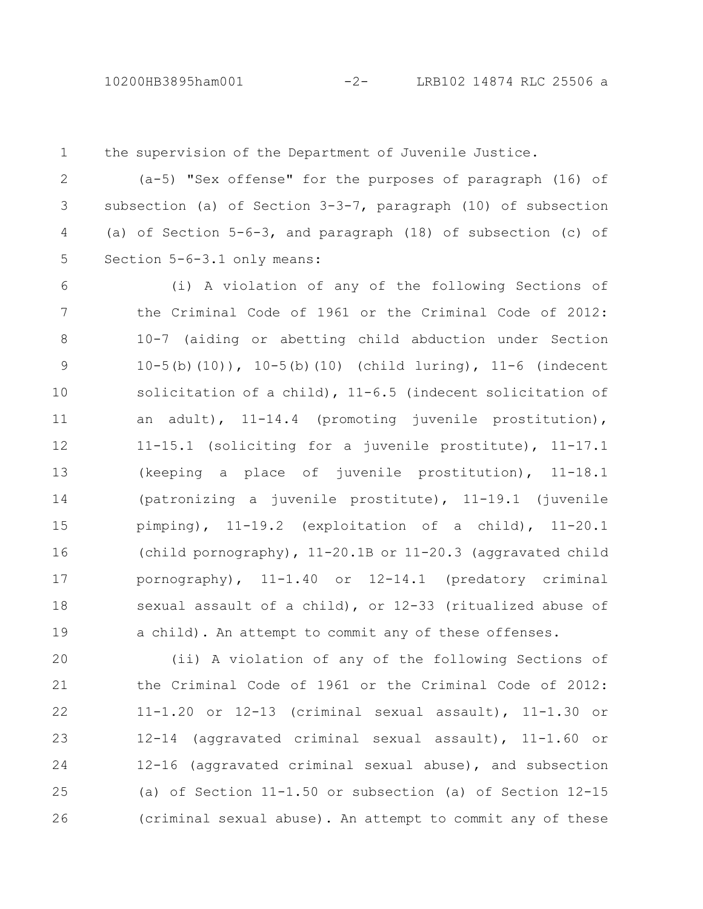the supervision of the Department of Juvenile Justice.

(a-5) "Sex offense" for the purposes of paragraph (16) of subsection (a) of Section 3-3-7, paragraph (10) of subsection (a) of Section 5-6-3, and paragraph (18) of subsection (c) of Section 5-6-3.1 only means:

(i) A violation of any of the following Sections of the Criminal Code of 1961 or the Criminal Code of 2012: 10-7 (aiding or abetting child abduction under Section 10-5(b)(10)), 10-5(b)(10) (child luring), 11-6 (indecent solicitation of a child), 11-6.5 (indecent solicitation of an adult), 11-14.4 (promoting juvenile prostitution), 11-15.1 (soliciting for a juvenile prostitute), 11-17.1 (keeping a place of juvenile prostitution), 11-18.1 (patronizing a juvenile prostitute), 11-19.1 (juvenile pimping), 11-19.2 (exploitation of a child), 11-20.1 (child pornography), 11-20.1B or 11-20.3 (aggravated child pornography), 11-1.40 or 12-14.1 (predatory criminal sexual assault of a child), or 12-33 (ritualized abuse of a child). An attempt to commit any of these offenses.

(ii) A violation of any of the following Sections of the Criminal Code of 1961 or the Criminal Code of 2012: 11-1.20 or 12-13 (criminal sexual assault), 11-1.30 or 12-14 (aggravated criminal sexual assault), 11-1.60 or 12-16 (aggravated criminal sexual abuse), and subsection (a) of Section 11-1.50 or subsection (a) of Section 12-15 (criminal sexual abuse). An attempt to commit any of these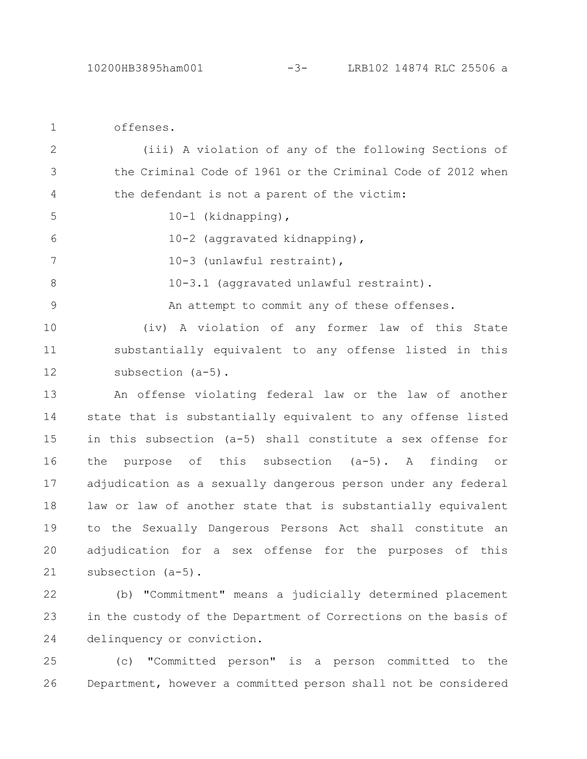offenses.

(iii) A violation of any of the following Sections of the Criminal Code of 1961 or the Criminal Code of 2012 when the defendant is not a parent of the victim:

10-1 (kidnapping),

10-2 (aggravated kidnapping),

10-3 (unlawful restraint),

10-3.1 (aggravated unlawful restraint).

An attempt to commit any of these offenses.

(iv) A violation of any former law of this State substantially equivalent to any offense listed in this subsection (a-5).

An offense violating federal law or the law of another state that is substantially equivalent to any offense listed in this subsection (a-5) shall constitute a sex offense for the purpose of this subsection (a-5). A finding or adjudication as a sexually dangerous person under any federal law or law of another state that is substantially equivalent to the Sexually Dangerous Persons Act shall constitute an adjudication for a sex offense for the purposes of this subsection (a-5).

(b) "Commitment" means a judicially determined placement in the custody of the Department of Corrections on the basis of delinquency or conviction.

(c) "Committed person" is a person committed to the Department, however a committed person shall not be considered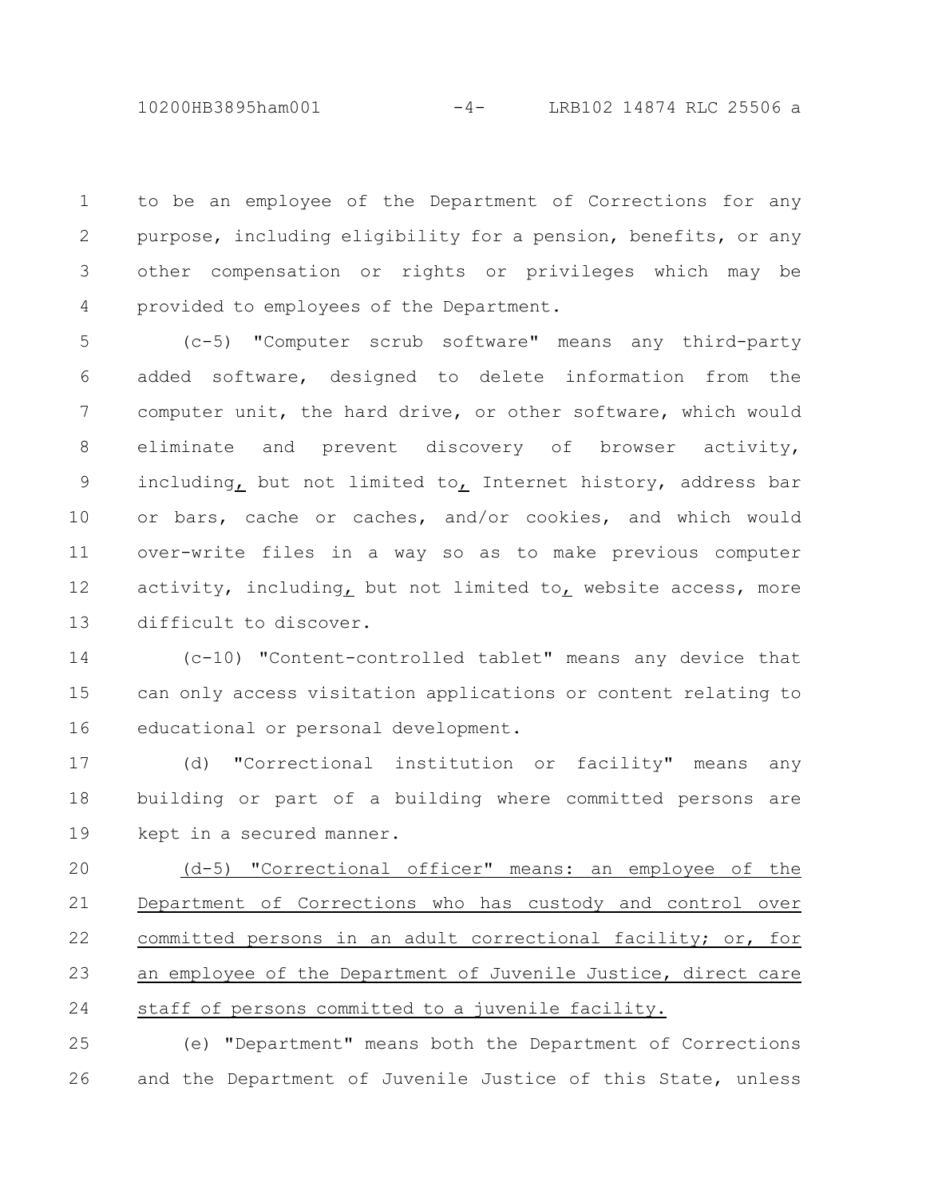to be an employee of the Department of Corrections for any purpose, including eligibility for a pension, benefits, or any other compensation or rights or privileges which may be provided to employees of the Department.

(c-5) "Computer scrub software" means any third-party added software, designed to delete information from the computer unit, the hard drive, or other software, which would eliminate and prevent discovery of browser activity, including, but not limited to, Internet history, address bar or bars, cache or caches, and/or cookies, and which would over-write files in a way so as to make previous computer activity, including, but not limited to, website access, more difficult to discover.

(c-10) "Content-controlled tablet" means any device that can only access visitation applications or content relating to educational or personal development.

(d) "Correctional institution or facility" means any building or part of a building where committed persons are kept in a secured manner.

(d-5) "Correctional officer" means: an employee of the Department of Corrections who has custody and control over committed persons in an adult correctional facility; or, for an employee of the Department of Juvenile Justice, direct care staff of persons committed to a juvenile facility.

(e) "Department" means both the Department of Corrections and the Department of Juvenile Justice of this State, unless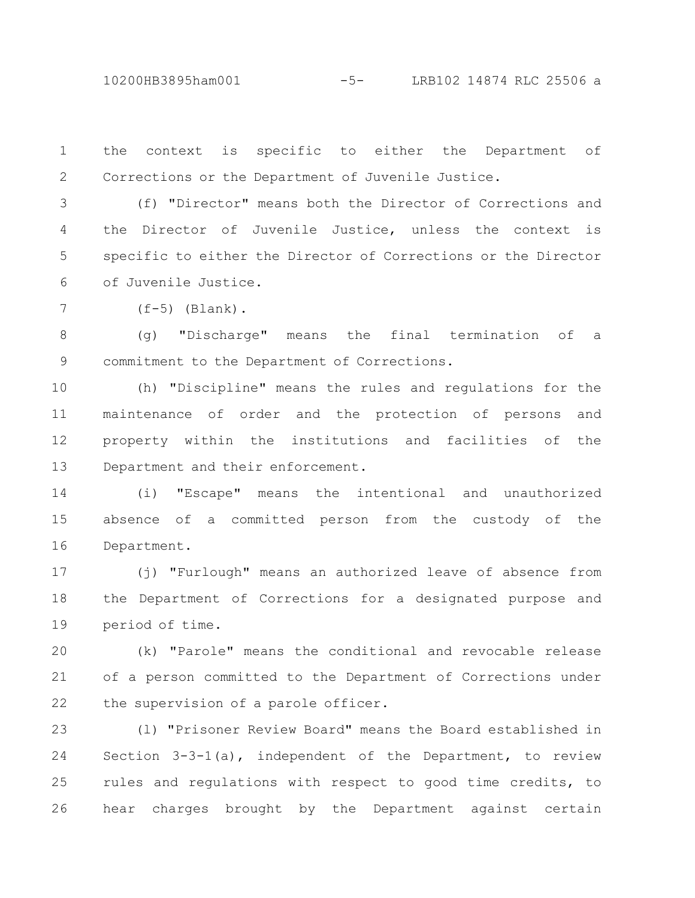the context is specific to either the Department of Corrections or the Department of Juvenile Justice.

(f) "Director" means both the Director of Corrections and the Director of Juvenile Justice, unless the context is specific to either the Director of Corrections or the Director of Juvenile Justice.

(f-5) (Blank).

(g) "Discharge" means the final termination of a commitment to the Department of Corrections.

(h) "Discipline" means the rules and regulations for the maintenance of order and the protection of persons and property within the institutions and facilities of the Department and their enforcement.

(i) "Escape" means the intentional and unauthorized absence of a committed person from the custody of the Department.

(j) "Furlough" means an authorized leave of absence from the Department of Corrections for a designated purpose and period of time.

(k) "Parole" means the conditional and revocable release of a person committed to the Department of Corrections under the supervision of a parole officer.

(l) "Prisoner Review Board" means the Board established in Section 3-3-1(a), independent of the Department, to review rules and regulations with respect to good time credits, to hear charges brought by the Department against certain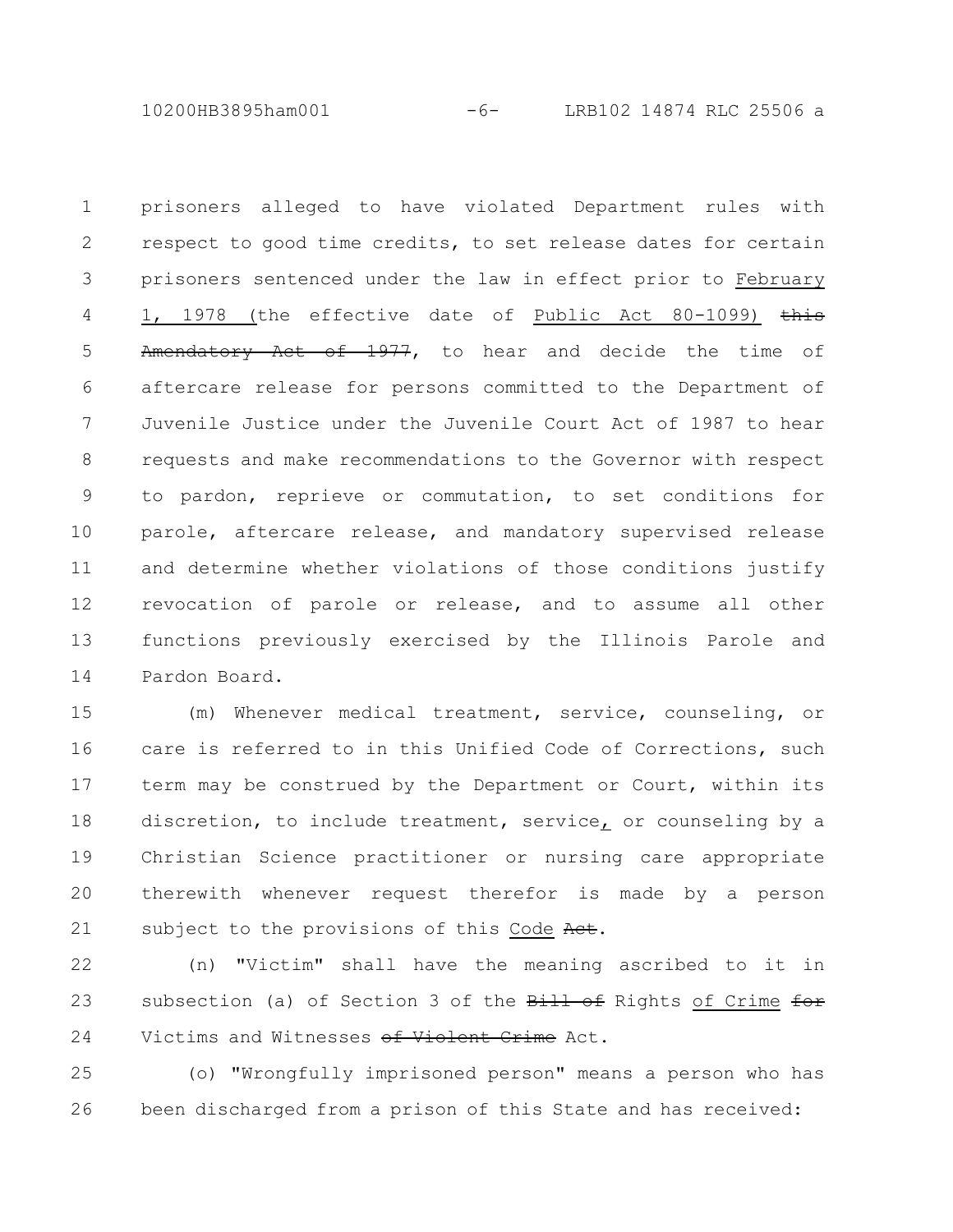prisoners alleged to have violated Department rules with respect to good time credits, to set release dates for certain prisoners sentenced under the law in effect prior to February 1, 1978 (the effective date of Public Act 80-1099) ~~this Amendatory Act of 1977~~, to hear and decide the time of aftercare release for persons committed to the Department of Juvenile Justice under the Juvenile Court Act of 1987 to hear requests and make recommendations to the Governor with respect to pardon, reprieve or commutation, to set conditions for parole, aftercare release, and mandatory supervised release and determine whether violations of those conditions justify revocation of parole or release, and to assume all other functions previously exercised by the Illinois Parole and Pardon Board.

(m) Whenever medical treatment, service, counseling, or care is referred to in this Unified Code of Corrections, such term may be construed by the Department or Court, within its discretion, to include treatment, service, or counseling by a Christian Science practitioner or nursing care appropriate therewith whenever request therefor is made by a person subject to the provisions of this Code ~~Act~~.

(n) "Victim" shall have the meaning ascribed to it in subsection (a) of Section 3 of the ~~Bill of~~ Rights of Crime ~~for~~ Victims and Witnesses ~~of Violent Crime~~ Act.

(o) "Wrongfully imprisoned person" means a person who has been discharged from a prison of this State and has received: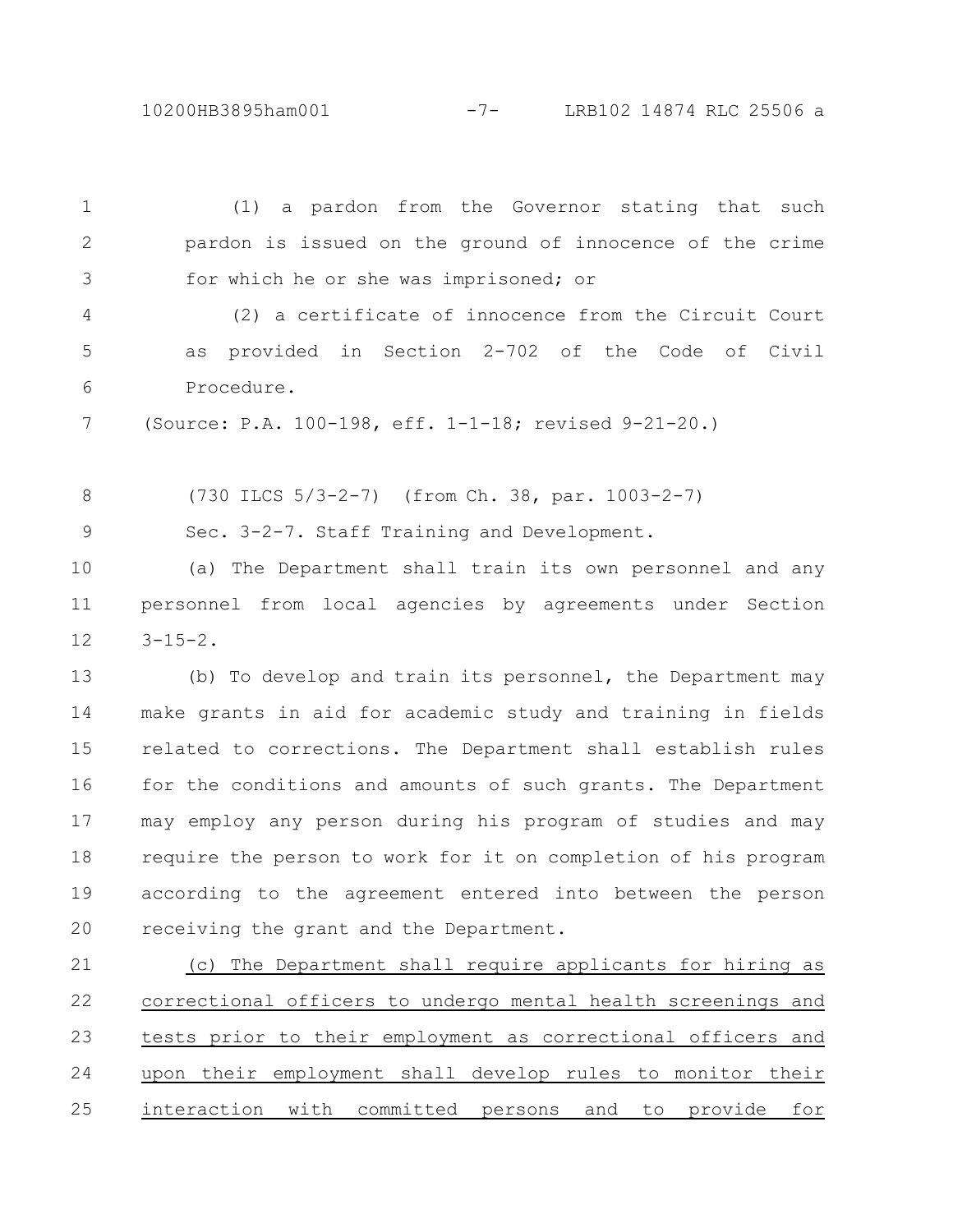(1) a pardon from the Governor stating that such pardon is issued on the ground of innocence of the crime for which he or she was imprisoned; or

(2) a certificate of innocence from the Circuit Court as provided in Section 2-702 of the Code of Civil Procedure.

(Source: P.A. 100-198, eff. 1-1-18; revised 9-21-20.)

(730 ILCS 5/3-2-7) (from Ch. 38, par. 1003-2-7)

Sec. 3-2-7. Staff Training and Development.

(a) The Department shall train its own personnel and any personnel from local agencies by agreements under Section 3-15-2.

(b) To develop and train its personnel, the Department may make grants in aid for academic study and training in fields related to corrections. The Department shall establish rules for the conditions and amounts of such grants. The Department may employ any person during his program of studies and may require the person to work for it on completion of his program according to the agreement entered into between the person receiving the grant and the Department.

<u>(c) The Department shall require applicants for hiring as correctional officers to undergo mental health screenings and tests prior to their employment as correctional officers and upon their employment shall develop rules to monitor their interaction with committed persons and to provide for</u>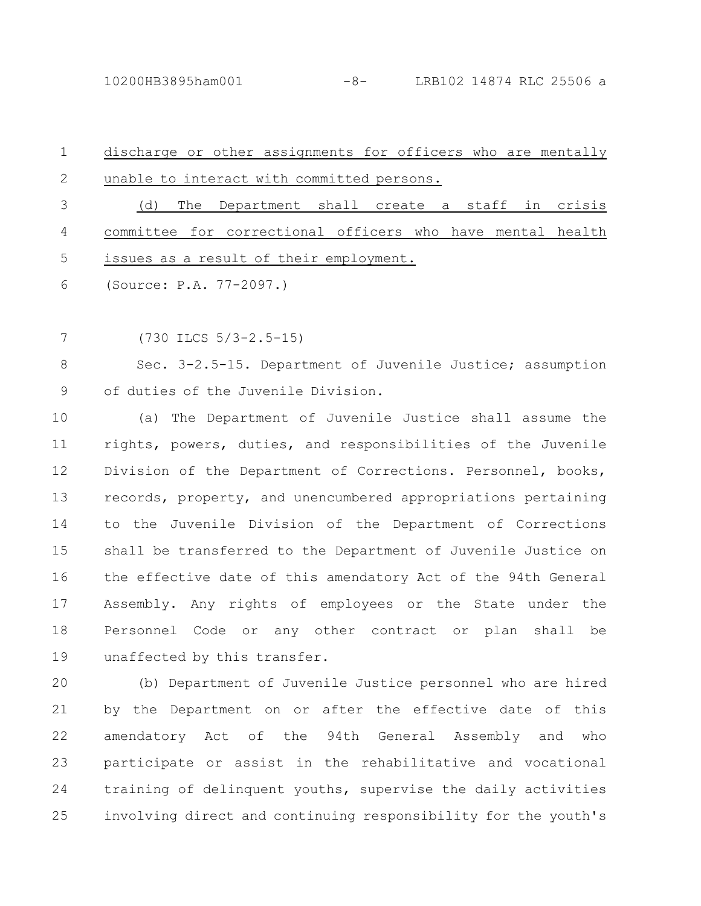discharge or other assignments for officers who are mentally unable to interact with committed persons.

(d) The Department shall create a staff in crisis committee for correctional officers who have mental health issues as a result of their employment.

(Source: P.A. 77-2097.)

(730 ILCS 5/3-2.5-15)

Sec. 3-2.5-15. Department of Juvenile Justice; assumption of duties of the Juvenile Division.

(a) The Department of Juvenile Justice shall assume the rights, powers, duties, and responsibilities of the Juvenile Division of the Department of Corrections. Personnel, books, records, property, and unencumbered appropriations pertaining to the Juvenile Division of the Department of Corrections shall be transferred to the Department of Juvenile Justice on the effective date of this amendatory Act of the 94th General Assembly. Any rights of employees or the State under the Personnel Code or any other contract or plan shall be unaffected by this transfer.

(b) Department of Juvenile Justice personnel who are hired by the Department on or after the effective date of this amendatory Act of the 94th General Assembly and who participate or assist in the rehabilitative and vocational training of delinquent youths, supervise the daily activities involving direct and continuing responsibility for the youth's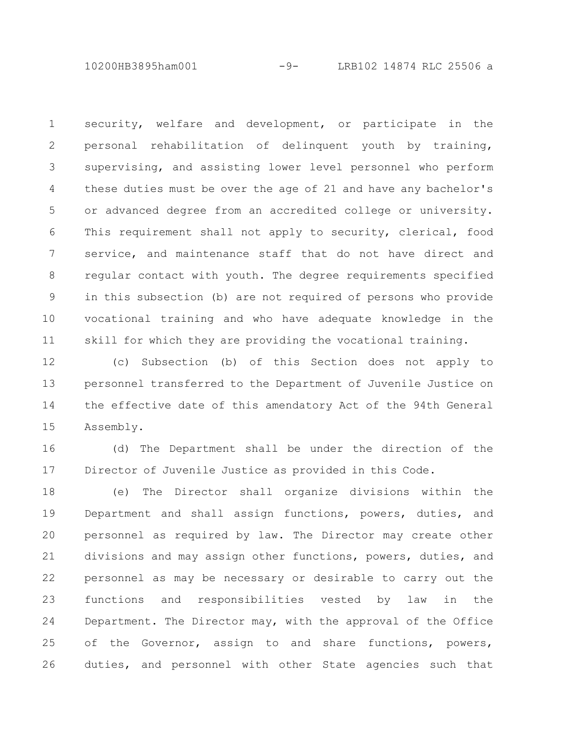security, welfare and development, or participate in the personal rehabilitation of delinquent youth by training, supervising, and assisting lower level personnel who perform these duties must be over the age of 21 and have any bachelor's or advanced degree from an accredited college or university. This requirement shall not apply to security, clerical, food service, and maintenance staff that do not have direct and regular contact with youth. The degree requirements specified in this subsection (b) are not required of persons who provide vocational training and who have adequate knowledge in the skill for which they are providing the vocational training.

(c) Subsection (b) of this Section does not apply to personnel transferred to the Department of Juvenile Justice on the effective date of this amendatory Act of the 94th General Assembly.

(d) The Department shall be under the direction of the Director of Juvenile Justice as provided in this Code.

(e) The Director shall organize divisions within the Department and shall assign functions, powers, duties, and personnel as required by law. The Director may create other divisions and may assign other functions, powers, duties, and personnel as may be necessary or desirable to carry out the functions and responsibilities vested by law in the Department. The Director may, with the approval of the Office of the Governor, assign to and share functions, powers, duties, and personnel with other State agencies such that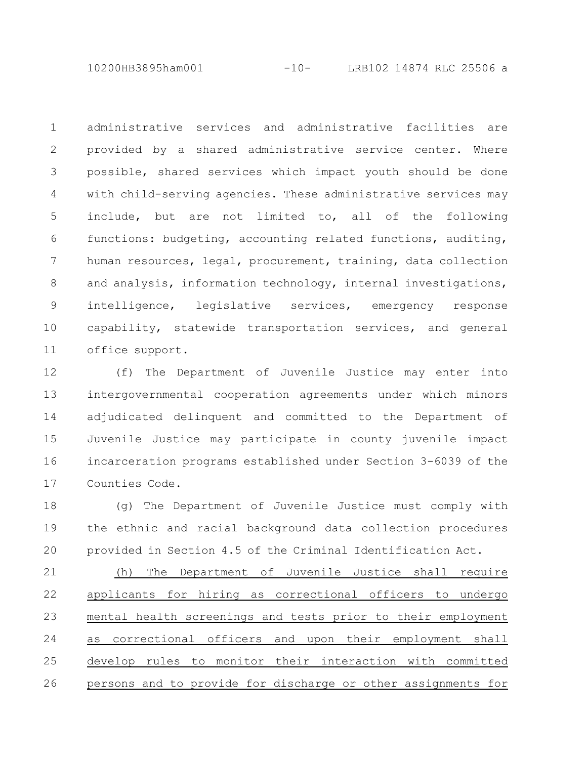administrative services and administrative facilities are provided by a shared administrative service center. Where possible, shared services which impact youth should be done with child-serving agencies. These administrative services may include, but are not limited to, all of the following functions: budgeting, accounting related functions, auditing, human resources, legal, procurement, training, data collection and analysis, information technology, internal investigations, intelligence, legislative services, emergency response capability, statewide transportation services, and general office support.

(f) The Department of Juvenile Justice may enter into intergovernmental cooperation agreements under which minors adjudicated delinquent and committed to the Department of Juvenile Justice may participate in county juvenile impact incarceration programs established under Section 3-6039 of the Counties Code.

(g) The Department of Juvenile Justice must comply with the ethnic and racial background data collection procedures provided in Section 4.5 of the Criminal Identification Act.

(h) The Department of Juvenile Justice shall require applicants for hiring as correctional officers to undergo mental health screenings and tests prior to their employment as correctional officers and upon their employment shall develop rules to monitor their interaction with committed persons and to provide for discharge or other assignments for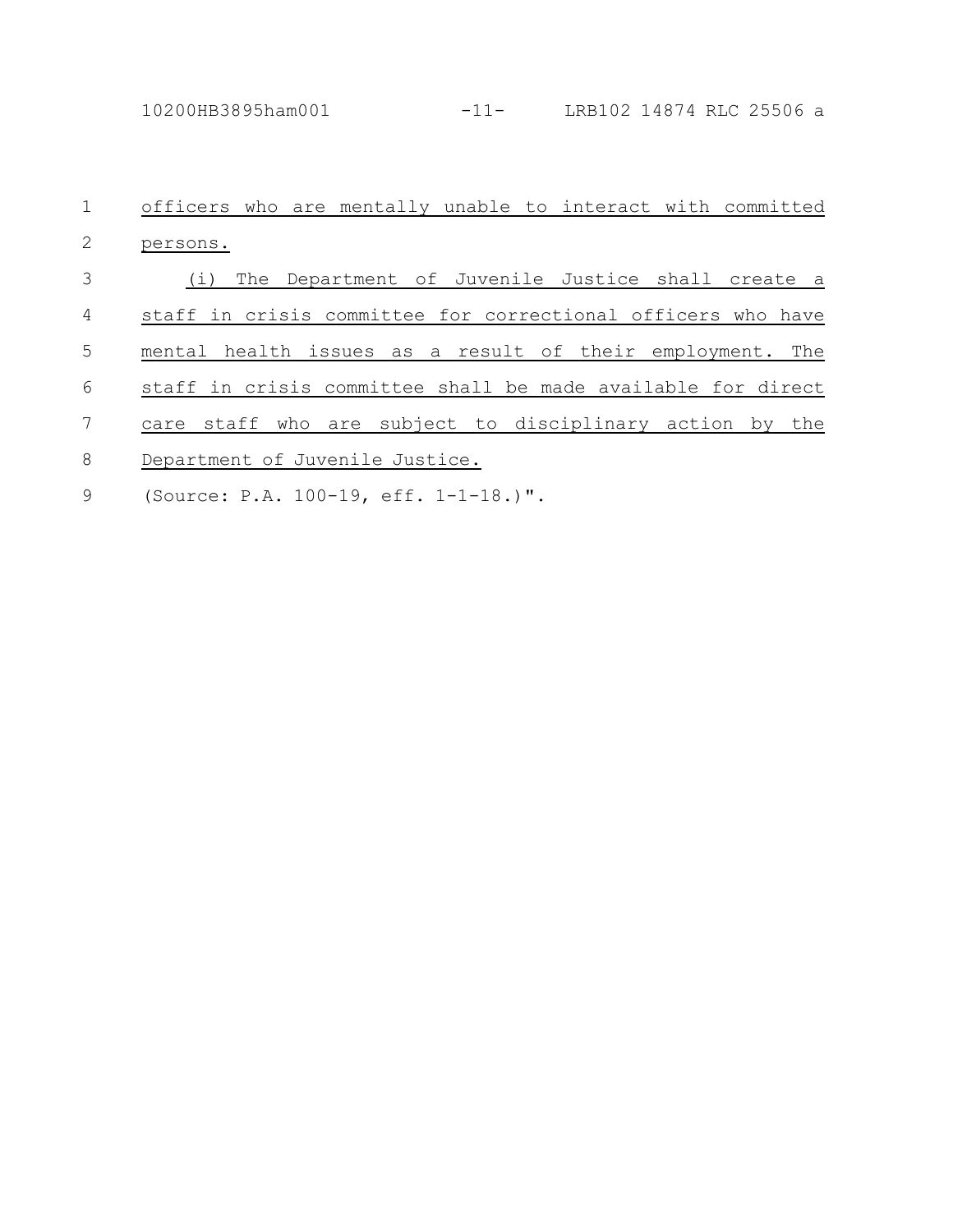officers who are mentally unable to interact with committed persons.

(i) The Department of Juvenile Justice shall create a staff in crisis committee for correctional officers who have mental health issues as a result of their employment. The staff in crisis committee shall be made available for direct care staff who are subject to disciplinary action by the Department of Juvenile Justice.

(Source: P.A. 100-19, eff. 1-1-18.)".